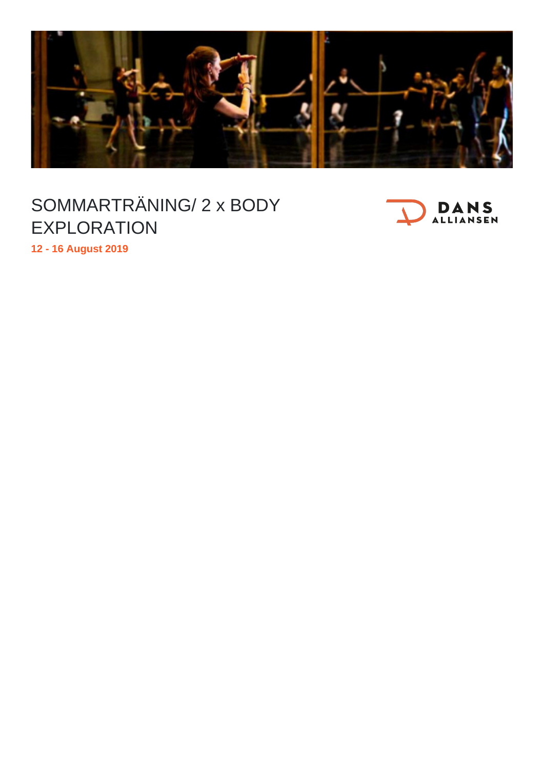# SOMMARTRÄNING/ 2 x BODY EXPLORATION

**12 - 16 August 2019**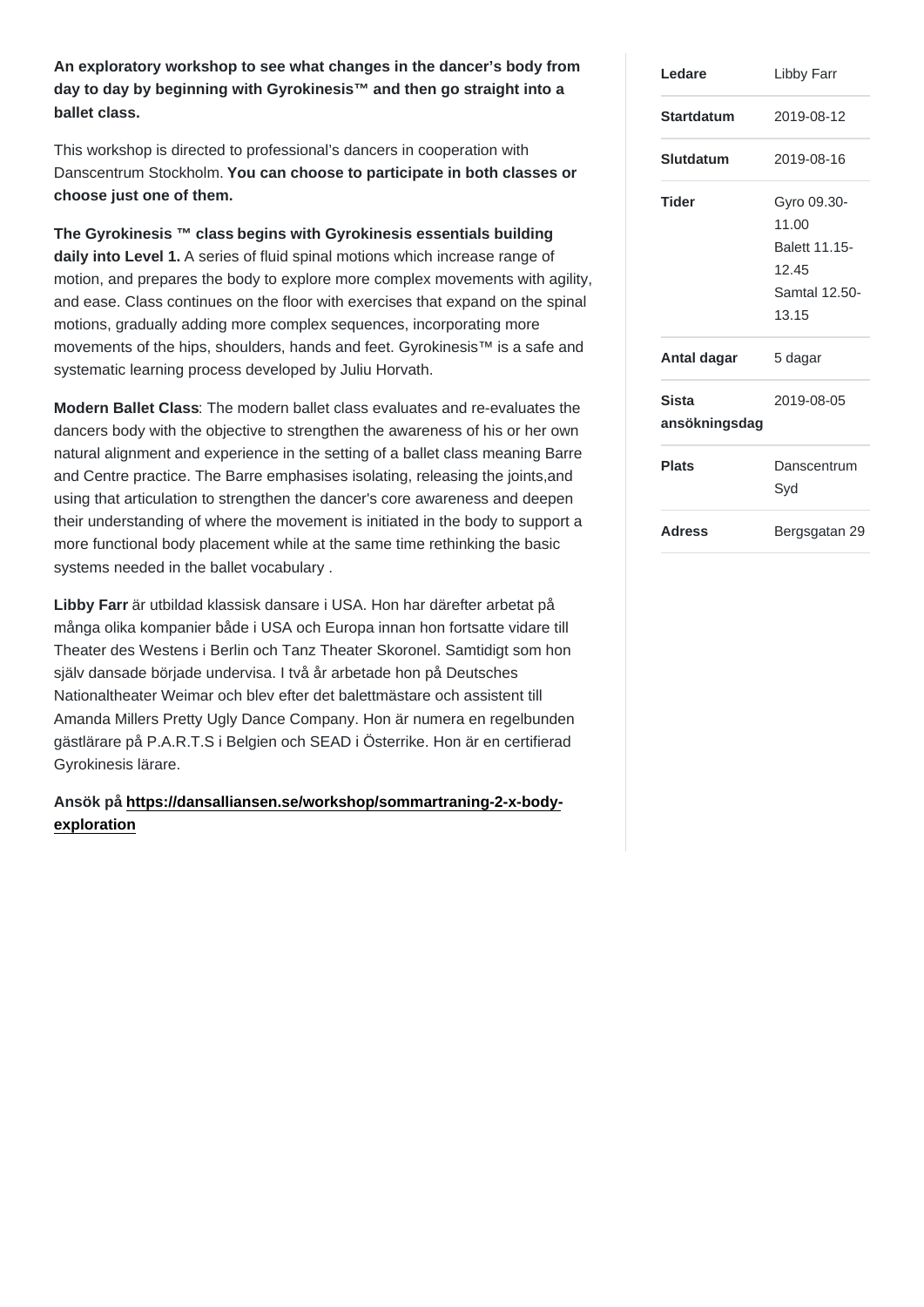**An exploratory workshop to see what changes in the dancer's body from day to day by beginning with Gyrokinesis™ and then go straight into a ballet class.**

This workshop is directed to professional's dancers in cooperation with Danscentrum Stockholm. **You can choose to participate in both classes or choose just one of them.**

**The Gyrokinesis ™ class begins with Gyrokinesis essentials building daily into Level 1.** A series of fluid spinal motions which increase range of motion, and prepares the body to explore more complex movements with agility, and ease. Class continues on the floor with exercises that expand on the spinal motions, gradually adding more complex sequences, incorporating more movements of the hips, shoulders, hands and feet. Gyrokinesis™ is a safe and systematic learning process developed by Juliu Horvath.

**Modern Ballet Class**: The modern ballet class evaluates and re-evaluates the dancers body with the objective to strengthen the awareness of his or her own natural alignment and experience in the setting of a ballet class meaning Barre and Centre practice. The Barre emphasises isolating, releasing the joints,and using that articulation to strengthen the dancer's core awareness and deepen their understanding of where the movement is initiated in the body to support a more functional body placement while at the same time rethinking the basic systems needed in the ballet vocabulary .

**Libby Farr** är utbildad klassisk dansare i USA. Hon har därefter arbetat på många olika kompanier både i USA och Europa innan hon fortsatte vidare till Theater des Westens i Berlin och Tanz Theater Skoronel. Samtidigt som hon själv dansade började undervisa. I två år arbetade hon på Deutsches Nationaltheater Weimar och blev efter det balettmästare och assistent till Amanda Millers Pretty Ugly Dance Company. Hon är numera en regelbunden gästlärare på P.A.R.T.S i Belgien och SEAD i Österrike. Hon är en certifierad Gyrokinesis lärare.

**Ansök på [https://dansalliansen.se/workshop/sommartraning-2-x-body-exploration](https://dansalliansen.se/workshop/sommartraning-2-x-body-exploration)**

| | |
|---|---|
| **Ledare** | Libby Farr |
| **Startdatum** | 2019-08-12 |
| **Slutdatum** | 2019-08-16 |
| **Tider** | Gyro 09.30-11.00<br>Balett 11.15-12.45<br>Samtal 12.50-13.15 |
| **Antal dagar** | 5 dagar |
| **Sista ansökningsdag** | 2019-08-05 |
| **Plats** | Danscentrum Syd |
| **Adress** | Bergsgatan 29 |